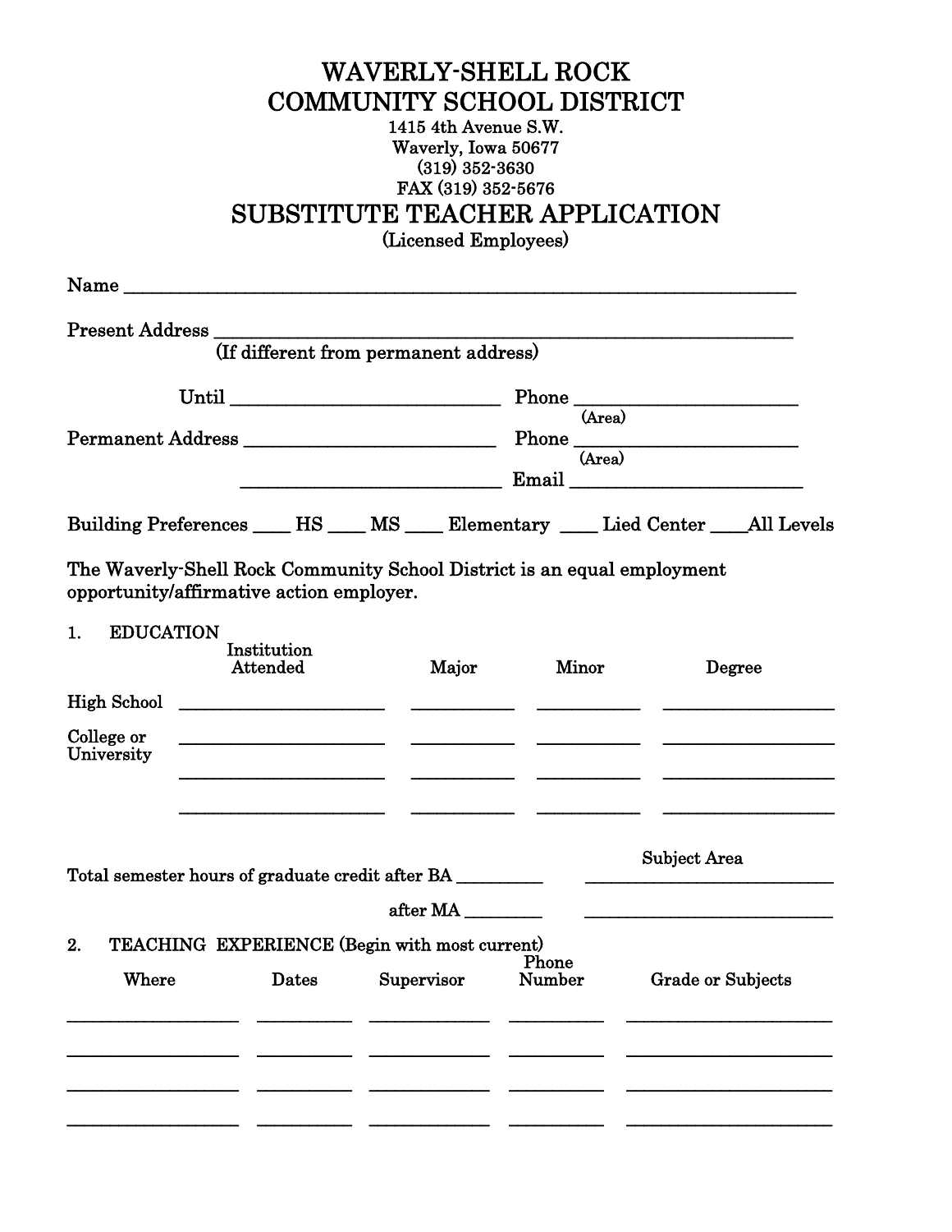# WAVERLY-SHELL ROCK
# COMMUNITY SCHOOL DISTRICT

1415 4th Avenue S.W.
Waverly, Iowa 50677
(319) 352-3630
FAX (319) 352-5676

## SUBSTITUTE TEACHER APPLICATION

(Licensed Employees)

Name ____________________________________________________________

Present Address ____________________________________________________
(If different from permanent address)

Until ___________________________ Phone ______________________
(Area)

Permanent Address _________________________ Phone ______________________
(Area)

_________________________ Email ______________________

Building Preferences ____ HS ____ MS ____ Elementary ____ Lied Center ____All Levels

The Waverly-Shell Rock Community School District is an equal employment opportunity/affirmative action employer.

1. EDUCATION

| | Institution Attended | Major | Minor | Degree |
|---|---|---|---|---|
| High School | | | | |
| College or University | | | | |
| | | | | |
| | | | | |

| | | Subject Area |
|---|---|---|
| Total semester hours of graduate credit after BA | _________ | ____________________ |
| after MA | _________ | ____________________ |

2. TEACHING EXPERIENCE (Begin with most current)

| Where | Dates | Supervisor | Phone Number | Grade or Subjects |
|---|---|---|---|---|
| | | | | |
| | | | | |
| | | | | |
| | | | | |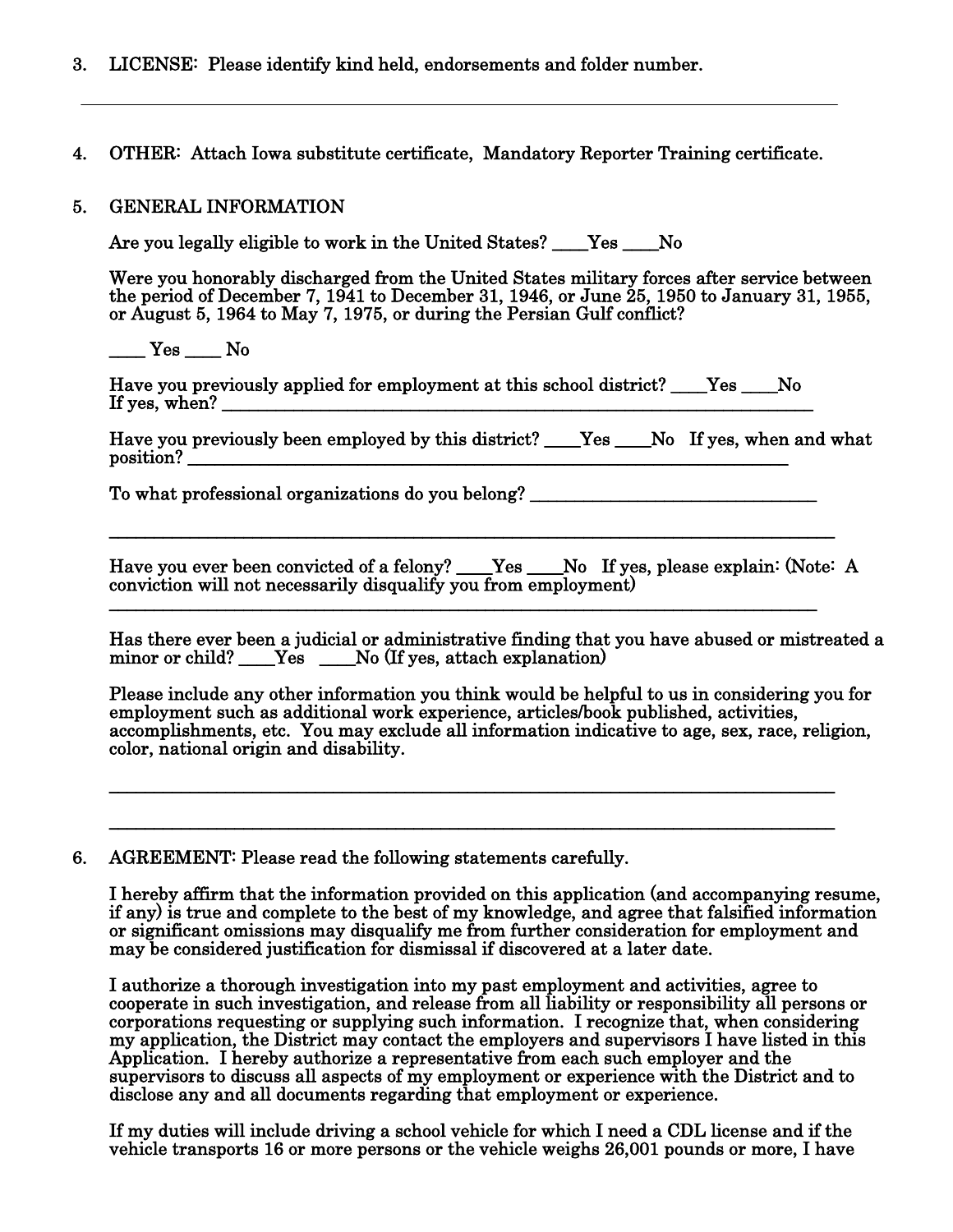3. LICENSE: Please identify kind held, endorsements and folder number.

_______________________________________________________________________________

4. OTHER: Attach Iowa substitute certificate, Mandatory Reporter Training certificate.

5. GENERAL INFORMATION

   Are you legally eligible to work in the United States? ____Yes ____No

   Were you honorably discharged from the United States military forces after service between the period of December 7, 1941 to December 31, 1946, or June 25, 1950 to January 31, 1955, or August 5, 1964 to May 7, 1975, or during the Persian Gulf conflict?

   ____ Yes ____ No

   Have you previously applied for employment at this school district? ____Yes ____No
   If yes, when? _______________________________________________________________

   Have you previously been employed by this district? ____Yes ____No If yes, when and what position? ________________________________________________________________

   To what professional organizations do you belong? ____________________________

   _______________________________________________________________________________

   Have you ever been convicted of a felony? ____Yes ____No If yes, please explain: (Note: A conviction will not necessarily disqualify you from employment)

   _______________________________________________________________________________

   Has there ever been a judicial or administrative finding that you have abused or mistreated a minor or child? ____Yes ____No (If yes, attach explanation)

   Please include any other information you think would be helpful to us in considering you for employment such as additional work experience, articles/book published, activities, accomplishments, etc. You may exclude all information indicative to age, sex, race, religion, color, national origin and disability.

   _______________________________________________________________________________

   _______________________________________________________________________________

6. AGREEMENT: Please read the following statements carefully.

   I hereby affirm that the information provided on this application (and accompanying resume, if any) is true and complete to the best of my knowledge, and agree that falsified information or significant omissions may disqualify me from further consideration for employment and may be considered justification for dismissal if discovered at a later date.

   I authorize a thorough investigation into my past employment and activities, agree to cooperate in such investigation, and release from all liability or responsibility all persons or corporations requesting or supplying such information. I recognize that, when considering my application, the District may contact the employers and supervisors I have listed in this Application. I hereby authorize a representative from each such employer and the supervisors to discuss all aspects of my employment or experience with the District and to disclose any and all documents regarding that employment or experience.

   If my duties will include driving a school vehicle for which I need a CDL license and if the vehicle transports 16 or more persons or the vehicle weighs 26,001 pounds or more, I have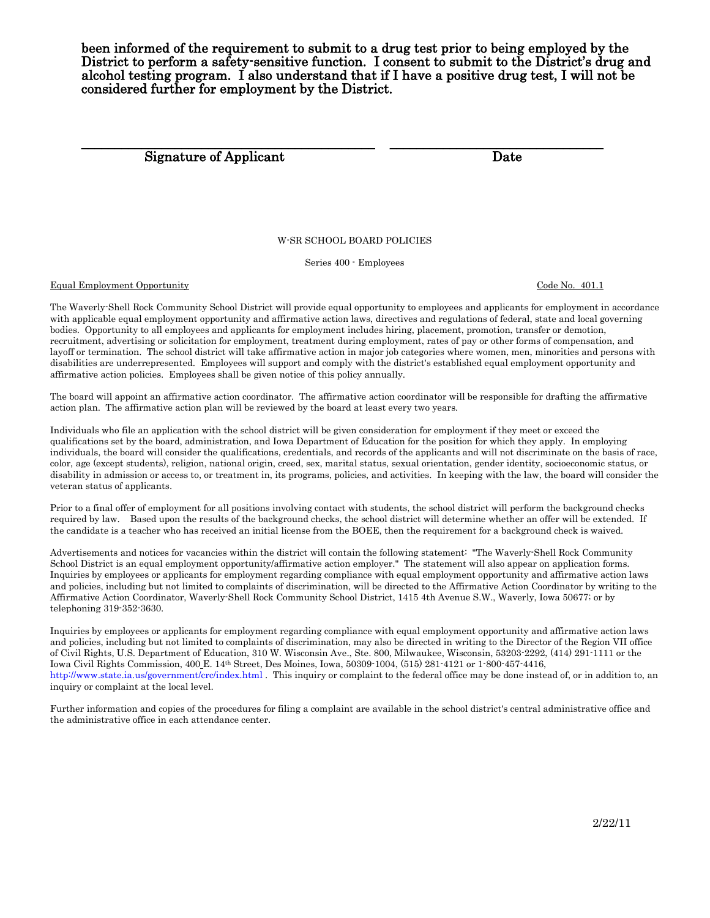**been informed of the requirement to submit to a drug test prior to being employed by the District to perform a safety-sensitive function. I consent to submit to the District's drug and alcohol testing program. I also understand that if I have a positive drug test, I will not be considered further for employment by the District.**

\_\_\_\_\_\_\_\_\_\_\_\_\_\_\_\_\_\_\_\_\_\_\_\_\_\_\_\_\_\_\_\_\_\_\_\_\_\_\_\_ \_\_\_\_\_\_\_\_\_\_\_\_\_\_\_\_\_\_\_\_\_\_\_\_\_\_\_\_\_\_

Signature of Applicant Date

W-SR SCHOOL BOARD POLICIES

Series 400 - Employees

Equal Employment Opportunity Code No. 401.1

The Waverly-Shell Rock Community School District will provide equal opportunity to employees and applicants for employment in accordance with applicable equal employment opportunity and affirmative action laws, directives and regulations of federal, state and local governing bodies. Opportunity to all employees and applicants for employment includes hiring, placement, promotion, transfer or demotion, recruitment, advertising or solicitation for employment, treatment during employment, rates of pay or other forms of compensation, and layoff or termination. The school district will take affirmative action in major job categories where women, men, minorities and persons with disabilities are underrepresented. Employees will support and comply with the district's established equal employment opportunity and affirmative action policies. Employees shall be given notice of this policy annually.

The board will appoint an affirmative action coordinator. The affirmative action coordinator will be responsible for drafting the affirmative action plan. The affirmative action plan will be reviewed by the board at least every two years.

Individuals who file an application with the school district will be given consideration for employment if they meet or exceed the qualifications set by the board, administration, and Iowa Department of Education for the position for which they apply. In employing individuals, the board will consider the qualifications, credentials, and records of the applicants and will not discriminate on the basis of race, color, age (except students), religion, national origin, creed, sex, marital status, sexual orientation, gender identity, socioeconomic status, or disability in admission or access to, or treatment in, its programs, policies, and activities. In keeping with the law, the board will consider the veteran status of applicants.

Prior to a final offer of employment for all positions involving contact with students, the school district will perform the background checks required by law. Based upon the results of the background checks, the school district will determine whether an offer will be extended. If the candidate is a teacher who has received an initial license from the BOEE, then the requirement for a background check is waived.

Advertisements and notices for vacancies within the district will contain the following statement: "The Waverly-Shell Rock Community School District is an equal employment opportunity/affirmative action employer." The statement will also appear on application forms. Inquiries by employees or applicants for employment regarding compliance with equal employment opportunity and affirmative action laws and policies, including but not limited to complaints of discrimination, will be directed to the Affirmative Action Coordinator by writing to the Affirmative Action Coordinator, Waverly-Shell Rock Community School District, 1415 4th Avenue S.W., Waverly, Iowa 50677; or by telephoning 319-352-3630.

Inquiries by employees or applicants for employment regarding compliance with equal employment opportunity and affirmative action laws and policies, including but not limited to complaints of discrimination, may also be directed in writing to the Director of the Region VII office of Civil Rights, U.S. Department of Education, 310 W. Wisconsin Ave., Ste. 800, Milwaukee, Wisconsin, 53203-2292, (414) 291-1111 or the Iowa Civil Rights Commission, 400 E. 14th Street, Des Moines, Iowa, 50309-1004, (515) 281-4121 or 1-800-457-4416, http://www.state.ia.us/government/crc/index.html . This inquiry or complaint to the federal office may be done instead of, or in addition to, an inquiry or complaint at the local level.

Further information and copies of the procedures for filing a complaint are available in the school district's central administrative office and the administrative office in each attendance center.

2/22/11